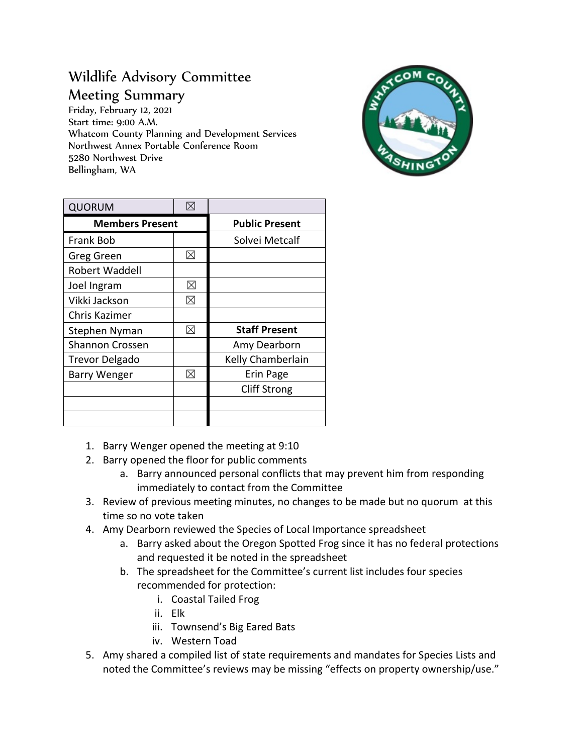# Wildlife Advisory Committee
## Meeting Summary

Friday, February 12, 2021
Start time: 9:00 A.M.
Whatcom County Planning and Development Services
Northwest Annex Portable Conference Room
5280 Northwest Drive
Bellingham, WA

| QUORUM | ☒ | |
|---|---|---|
| **Members Present** | | **Public Present** |
| Frank Bob | | Solvei Metcalf |
| Greg Green | ☒ | |
| Robert Waddell | | |
| Joel Ingram | ☒ | |
| Vikki Jackson | ☒ | |
| Chris Kazimer | | |
| Stephen Nyman | ☒ | **Staff Present** |
| Shannon Crossen | | Amy Dearborn |
| Trevor Delgado | | Kelly Chamberlain |
| Barry Wenger | ☒ | Erin Page |
| | | Cliff Strong |
| | | |
| | | |

1. Barry Wenger opened the meeting at 9:10
2. Barry opened the floor for public comments
   a. Barry announced personal conflicts that may prevent him from responding immediately to contact from the Committee
3. Review of previous meeting minutes, no changes to be made but no quorum at this time so no vote taken
4. Amy Dearborn reviewed the Species of Local Importance spreadsheet
   a. Barry asked about the Oregon Spotted Frog since it has no federal protections and requested it be noted in the spreadsheet
   b. The spreadsheet for the Committee's current list includes four species recommended for protection:
      i. Coastal Tailed Frog
      ii. Elk
      iii. Townsend's Big Eared Bats
      iv. Western Toad
5. Amy shared a compiled list of state requirements and mandates for Species Lists and noted the Committee's reviews may be missing "effects on property ownership/use."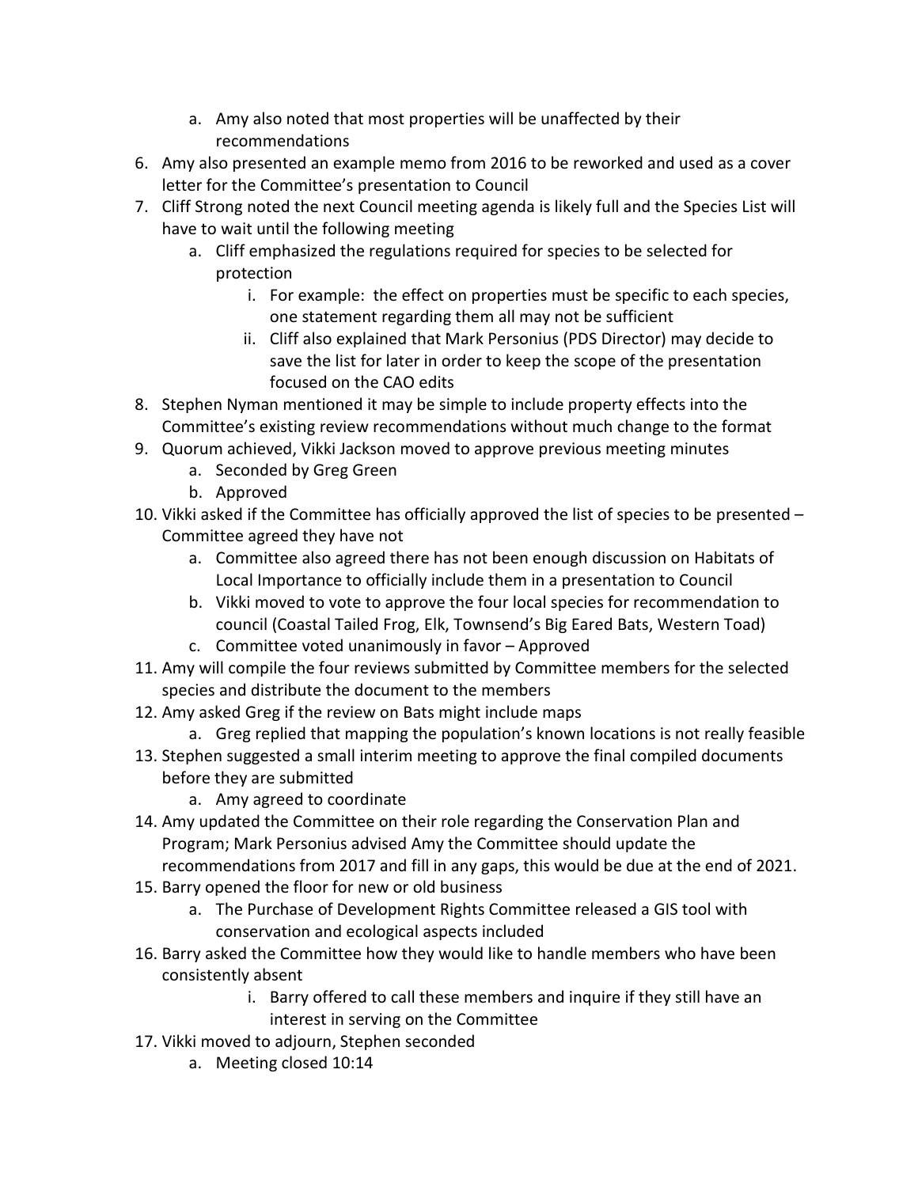a. Amy also noted that most properties will be unaffected by their recommendations

6. Amy also presented an example memo from 2016 to be reworked and used as a cover letter for the Committee's presentation to Council
7. Cliff Strong noted the next Council meeting agenda is likely full and the Species List will have to wait until the following meeting
   a. Cliff emphasized the regulations required for species to be selected for protection
      i. For example: the effect on properties must be specific to each species, one statement regarding them all may not be sufficient
      ii. Cliff also explained that Mark Personius (PDS Director) may decide to save the list for later in order to keep the scope of the presentation focused on the CAO edits
8. Stephen Nyman mentioned it may be simple to include property effects into the Committee's existing review recommendations without much change to the format
9. Quorum achieved, Vikki Jackson moved to approve previous meeting minutes
   a. Seconded by Greg Green
   b. Approved
10. Vikki asked if the Committee has officially approved the list of species to be presented – Committee agreed they have not
    a. Committee also agreed there has not been enough discussion on Habitats of Local Importance to officially include them in a presentation to Council
    b. Vikki moved to vote to approve the four local species for recommendation to council (Coastal Tailed Frog, Elk, Townsend's Big Eared Bats, Western Toad)
    c. Committee voted unanimously in favor – Approved
11. Amy will compile the four reviews submitted by Committee members for the selected species and distribute the document to the members
12. Amy asked Greg if the review on Bats might include maps
    a. Greg replied that mapping the population's known locations is not really feasible
13. Stephen suggested a small interim meeting to approve the final compiled documents before they are submitted
    a. Amy agreed to coordinate
14. Amy updated the Committee on their role regarding the Conservation Plan and Program; Mark Personius advised Amy the Committee should update the recommendations from 2017 and fill in any gaps, this would be due at the end of 2021.
15. Barry opened the floor for new or old business
    a. The Purchase of Development Rights Committee released a GIS tool with conservation and ecological aspects included
16. Barry asked the Committee how they would like to handle members who have been consistently absent
      i. Barry offered to call these members and inquire if they still have an interest in serving on the Committee
17. Vikki moved to adjourn, Stephen seconded
    a. Meeting closed 10:14